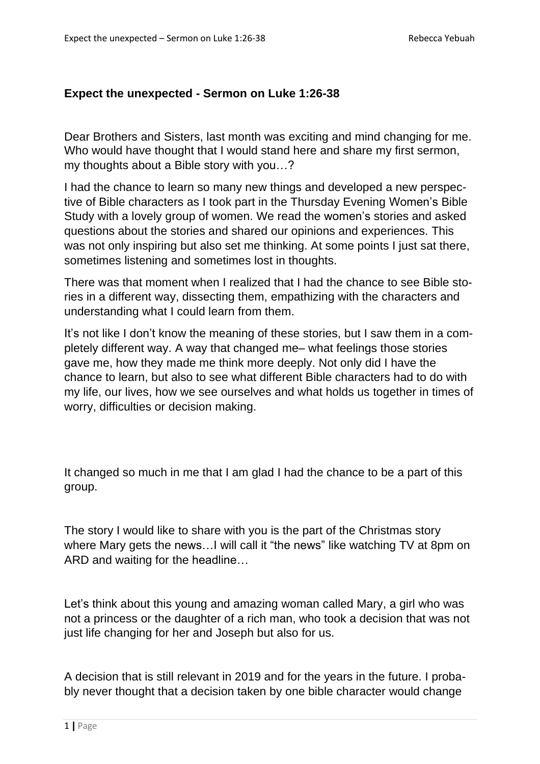## Expect the unexpected - Sermon on Luke 1:26-38

Dear Brothers and Sisters, last month was exciting and mind changing for me. Who would have thought that I would stand here and share my first sermon, my thoughts about a Bible story with you…?

I had the chance to learn so many new things and developed a new perspective of Bible characters as I took part in the Thursday Evening Women's Bible Study with a lovely group of women. We read the women's stories and asked questions about the stories and shared our opinions and experiences. This was not only inspiring but also set me thinking. At some points I just sat there, sometimes listening and sometimes lost in thoughts.

There was that moment when I realized that I had the chance to see Bible stories in a different way, dissecting them, empathizing with the characters and understanding what I could learn from them.

It's not like I don't know the meaning of these stories, but I saw them in a completely different way. A way that changed me– what feelings those stories gave me, how they made me think more deeply. Not only did I have the chance to learn, but also to see what different Bible characters had to do with my life, our lives, how we see ourselves and what holds us together in times of worry, difficulties or decision making.

It changed so much in me that I am glad I had the chance to be a part of this group.

The story I would like to share with you is the part of the Christmas story where Mary gets the news…I will call it "the news" like watching TV at 8pm on ARD and waiting for the headline…

Let's think about this young and amazing woman called Mary, a girl who was not a princess or the daughter of a rich man, who took a decision that was not just life changing for her and Joseph but also for us.

A decision that is still relevant in 2019 and for the years in the future. I probably never thought that a decision taken by one bible character would change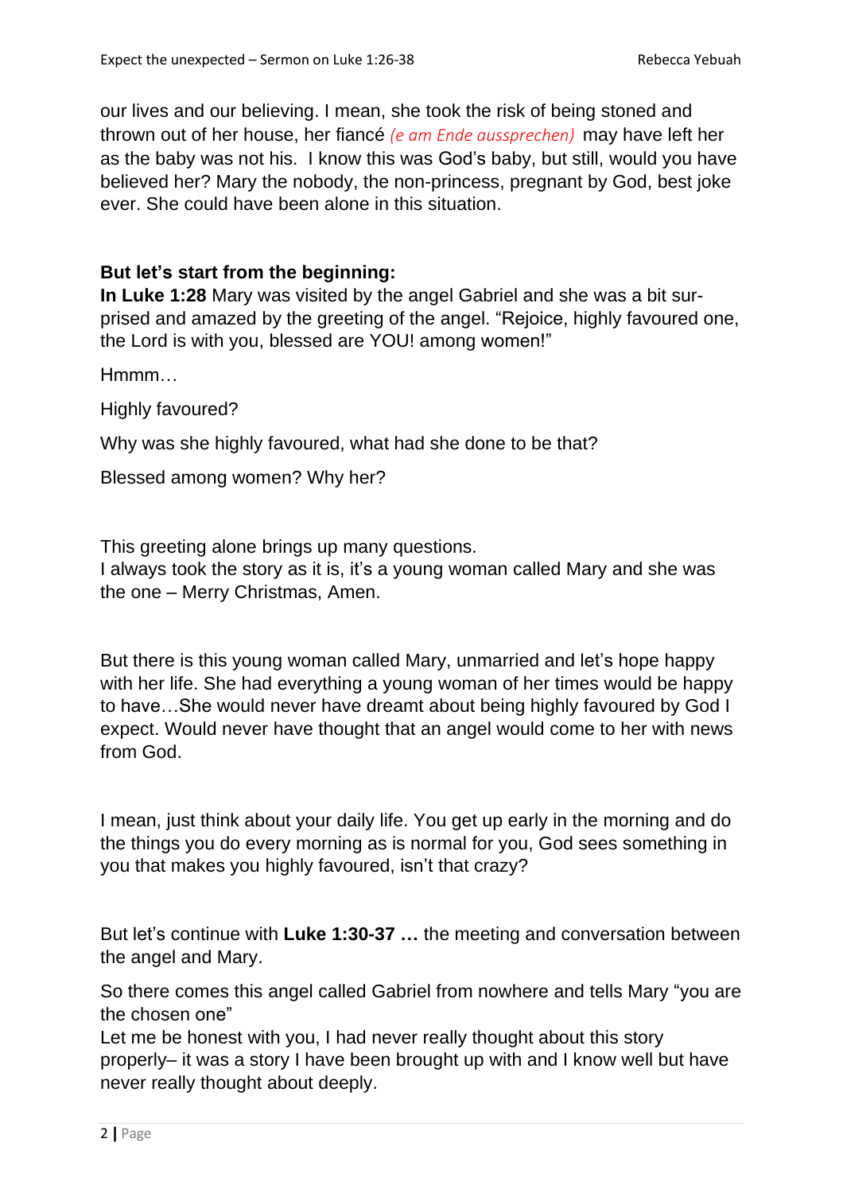our lives and our believing. I mean, she took the risk of being stoned and thrown out of her house, her fiancé *(e am Ende aussprechen)* may have left her as the baby was not his. I know this was God's baby, but still, would you have believed her? Mary the nobody, the non-princess, pregnant by God, best joke ever. She could have been alone in this situation.

**But let's start from the beginning:**

**In Luke 1:28** Mary was visited by the angel Gabriel and she was a bit surprised and amazed by the greeting of the angel. "Rejoice, highly favoured one, the Lord is with you, blessed are YOU! among women!"

Hmmm…

Highly favoured?

Why was she highly favoured, what had she done to be that?

Blessed among women? Why her?

This greeting alone brings up many questions.
I always took the story as it is, it's a young woman called Mary and she was the one – Merry Christmas, Amen.

But there is this young woman called Mary, unmarried and let's hope happy with her life. She had everything a young woman of her times would be happy to have…She would never have dreamt about being highly favoured by God I expect. Would never have thought that an angel would come to her with news from God.

I mean, just think about your daily life. You get up early in the morning and do the things you do every morning as is normal for you, God sees something in you that makes you highly favoured, isn't that crazy?

But let's continue with **Luke 1:30-37 …** the meeting and conversation between the angel and Mary.

So there comes this angel called Gabriel from nowhere and tells Mary "you are the chosen one"
Let me be honest with you, I had never really thought about this story properly– it was a story I have been brought up with and I know well but have never really thought about deeply.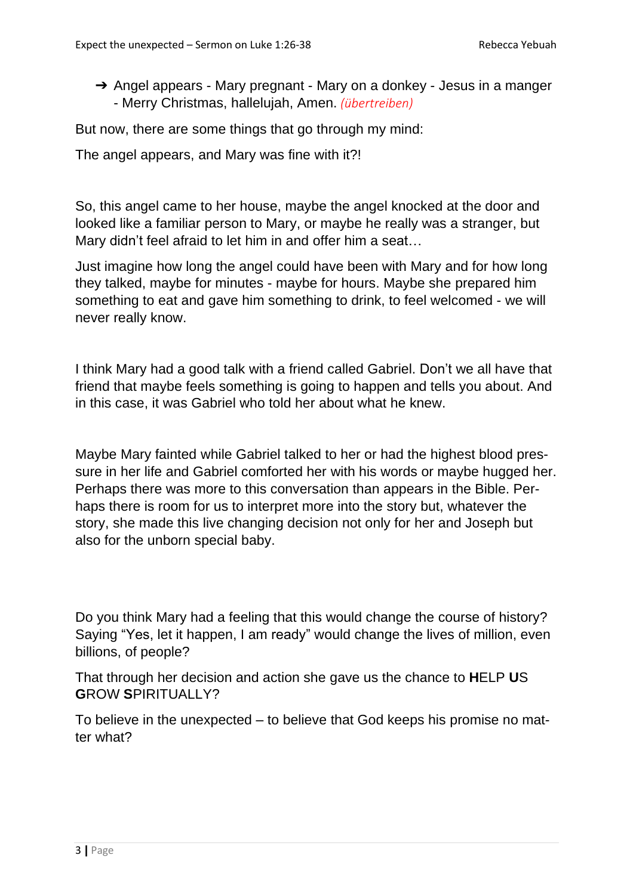- ➔ Angel appears - Mary pregnant - Mary on a donkey - Jesus in a manger - Merry Christmas, hallelujah, Amen. *(übertreiben)*

But now, there are some things that go through my mind:

The angel appears, and Mary was fine with it?!

So, this angel came to her house, maybe the angel knocked at the door and looked like a familiar person to Mary, or maybe he really was a stranger, but Mary didn't feel afraid to let him in and offer him a seat…

Just imagine how long the angel could have been with Mary and for how long they talked, maybe for minutes - maybe for hours. Maybe she prepared him something to eat and gave him something to drink, to feel welcomed - we will never really know.

I think Mary had a good talk with a friend called Gabriel. Don't we all have that friend that maybe feels something is going to happen and tells you about. And in this case, it was Gabriel who told her about what he knew.

Maybe Mary fainted while Gabriel talked to her or had the highest blood pressure in her life and Gabriel comforted her with his words or maybe hugged her. Perhaps there was more to this conversation than appears in the Bible. Perhaps there is room for us to interpret more into the story but, whatever the story, she made this live changing decision not only for her and Joseph but also for the unborn special baby.

Do you think Mary had a feeling that this would change the course of history? Saying "Yes, let it happen, I am ready" would change the lives of million, even billions, of people?

That through her decision and action she gave us the chance to **H**ELP **U**S **G**ROW **S**PIRITUALLY?

To believe in the unexpected – to believe that God keeps his promise no matter what?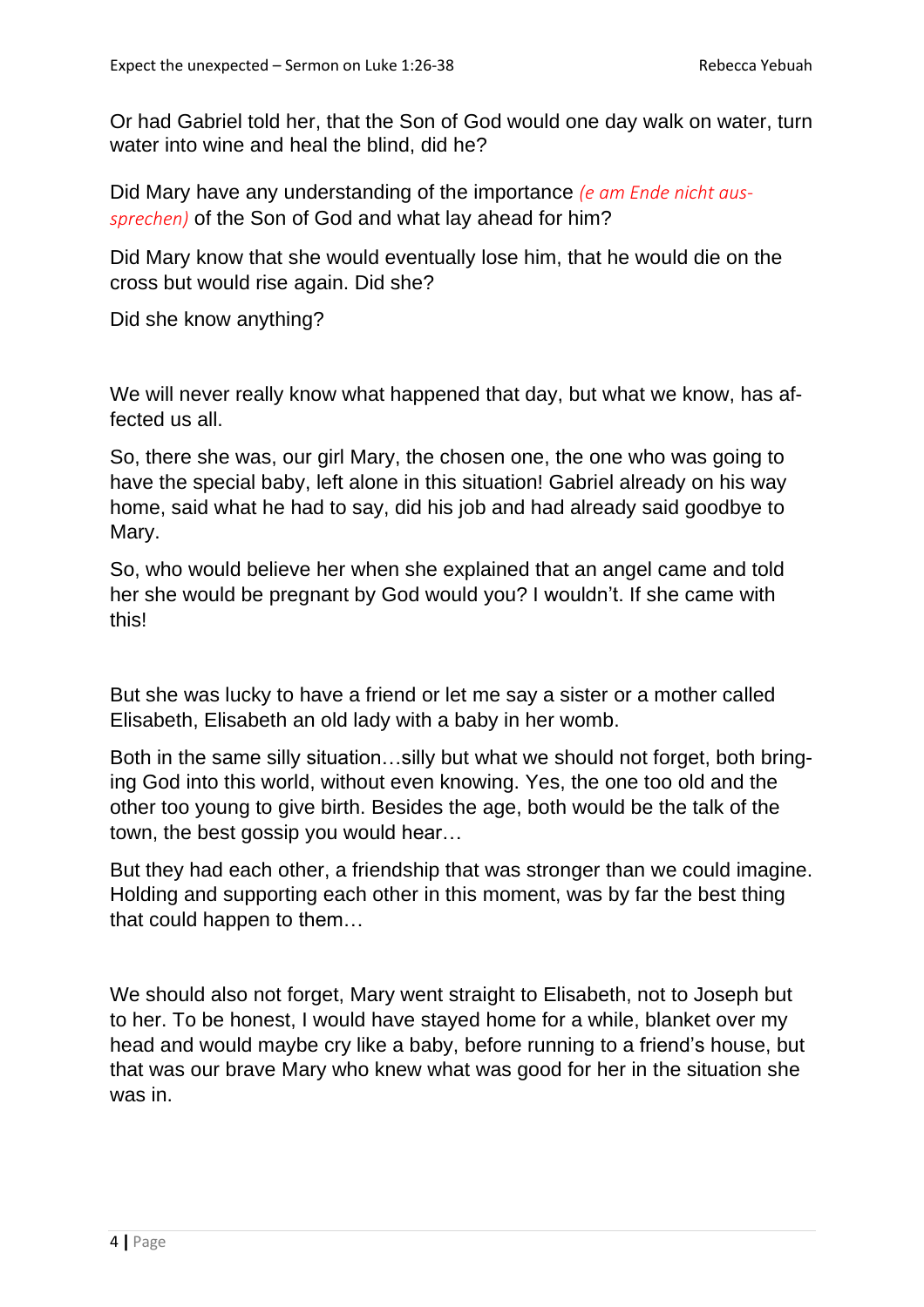Or had Gabriel told her, that the Son of God would one day walk on water, turn water into wine and heal the blind, did he?

Did Mary have any understanding of the importance *(e am Ende nicht aussprechen)* of the Son of God and what lay ahead for him?

Did Mary know that she would eventually lose him, that he would die on the cross but would rise again. Did she?

Did she know anything?

We will never really know what happened that day, but what we know, has affected us all.

So, there she was, our girl Mary, the chosen one, the one who was going to have the special baby, left alone in this situation! Gabriel already on his way home, said what he had to say, did his job and had already said goodbye to Mary.

So, who would believe her when she explained that an angel came and told her she would be pregnant by God would you? I wouldn't. If she came with this!

But she was lucky to have a friend or let me say a sister or a mother called Elisabeth, Elisabeth an old lady with a baby in her womb.

Both in the same silly situation…silly but what we should not forget, both bringing God into this world, without even knowing. Yes, the one too old and the other too young to give birth. Besides the age, both would be the talk of the town, the best gossip you would hear…

But they had each other, a friendship that was stronger than we could imagine. Holding and supporting each other in this moment, was by far the best thing that could happen to them…

We should also not forget, Mary went straight to Elisabeth, not to Joseph but to her. To be honest, I would have stayed home for a while, blanket over my head and would maybe cry like a baby, before running to a friend's house, but that was our brave Mary who knew what was good for her in the situation she was in.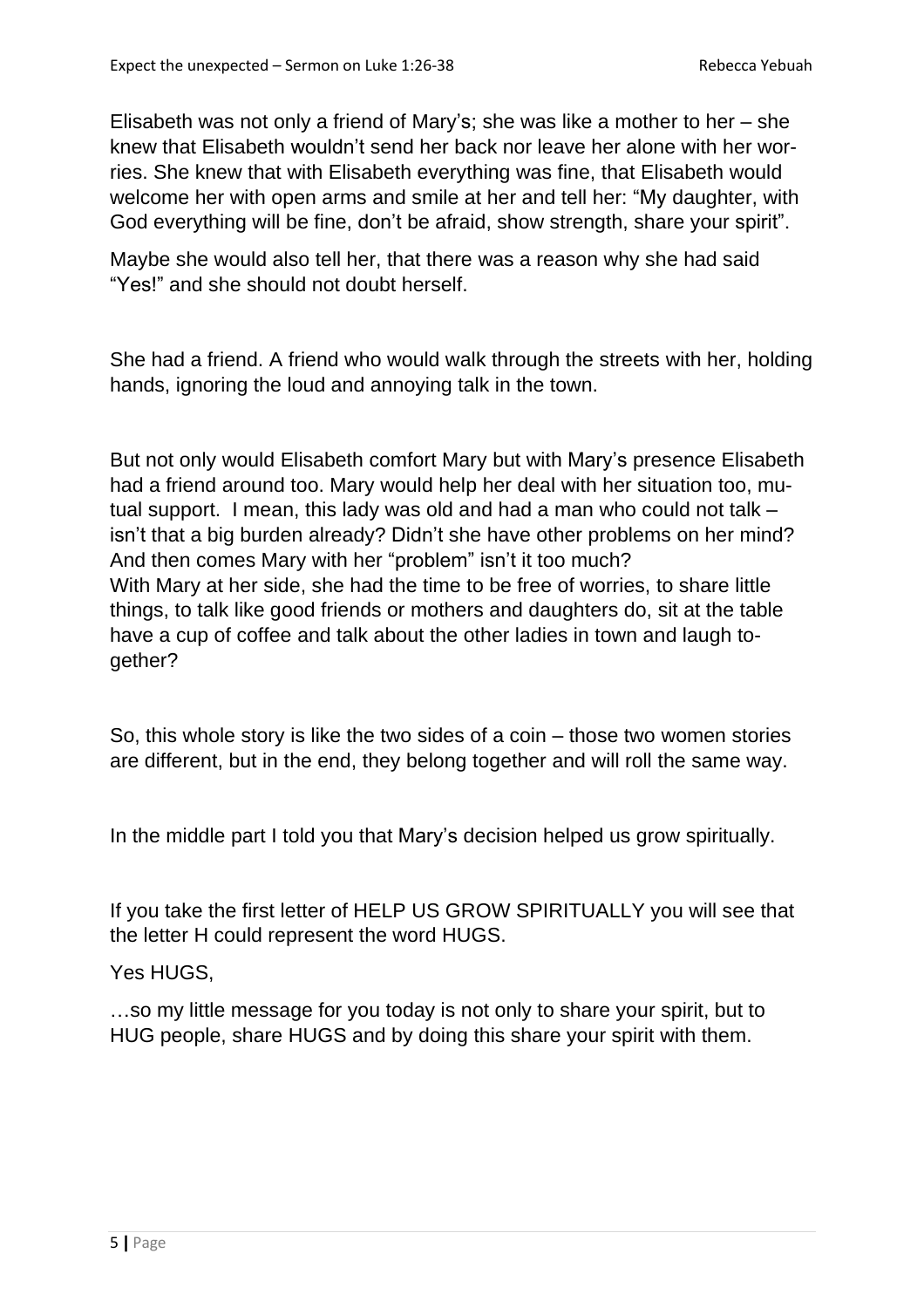Elisabeth was not only a friend of Mary's; she was like a mother to her – she knew that Elisabeth wouldn't send her back nor leave her alone with her worries. She knew that with Elisabeth everything was fine, that Elisabeth would welcome her with open arms and smile at her and tell her: "My daughter, with God everything will be fine, don't be afraid, show strength, share your spirit".

Maybe she would also tell her, that there was a reason why she had said "Yes!" and she should not doubt herself.

She had a friend. A friend who would walk through the streets with her, holding hands, ignoring the loud and annoying talk in the town.

But not only would Elisabeth comfort Mary but with Mary's presence Elisabeth had a friend around too. Mary would help her deal with her situation too, mutual support. I mean, this lady was old and had a man who could not talk – isn't that a big burden already? Didn't she have other problems on her mind? And then comes Mary with her "problem" isn't it too much?
With Mary at her side, she had the time to be free of worries, to share little things, to talk like good friends or mothers and daughters do, sit at the table have a cup of coffee and talk about the other ladies in town and laugh together?

So, this whole story is like the two sides of a coin – those two women stories are different, but in the end, they belong together and will roll the same way.

In the middle part I told you that Mary's decision helped us grow spiritually.

If you take the first letter of HELP US GROW SPIRITUALLY you will see that the letter H could represent the word HUGS.

Yes HUGS,

…so my little message for you today is not only to share your spirit, but to HUG people, share HUGS and by doing this share your spirit with them.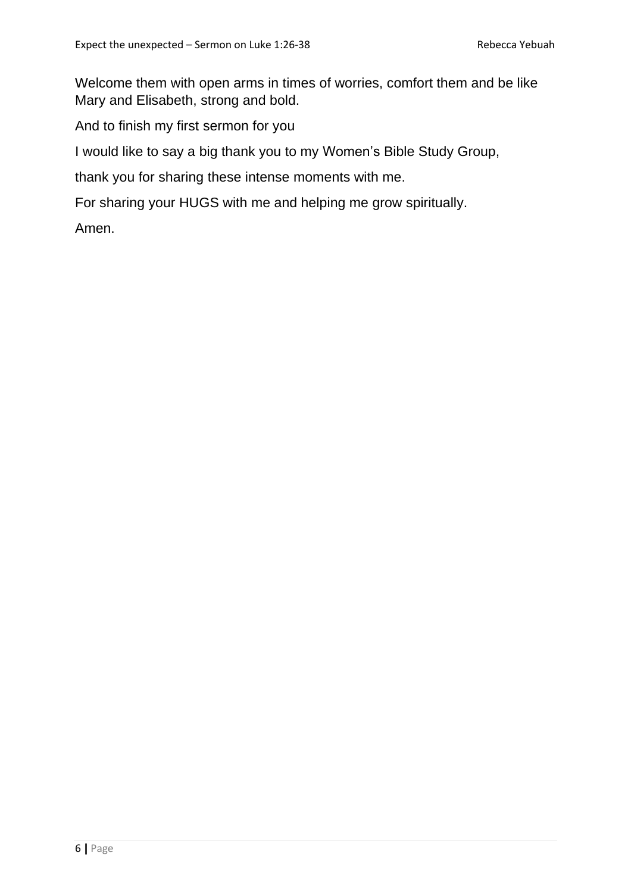Welcome them with open arms in times of worries, comfort them and be like Mary and Elisabeth, strong and bold.

And to finish my first sermon for you

I would like to say a big thank you to my Women's Bible Study Group,

thank you for sharing these intense moments with me.

For sharing your HUGS with me and helping me grow spiritually.

Amen.